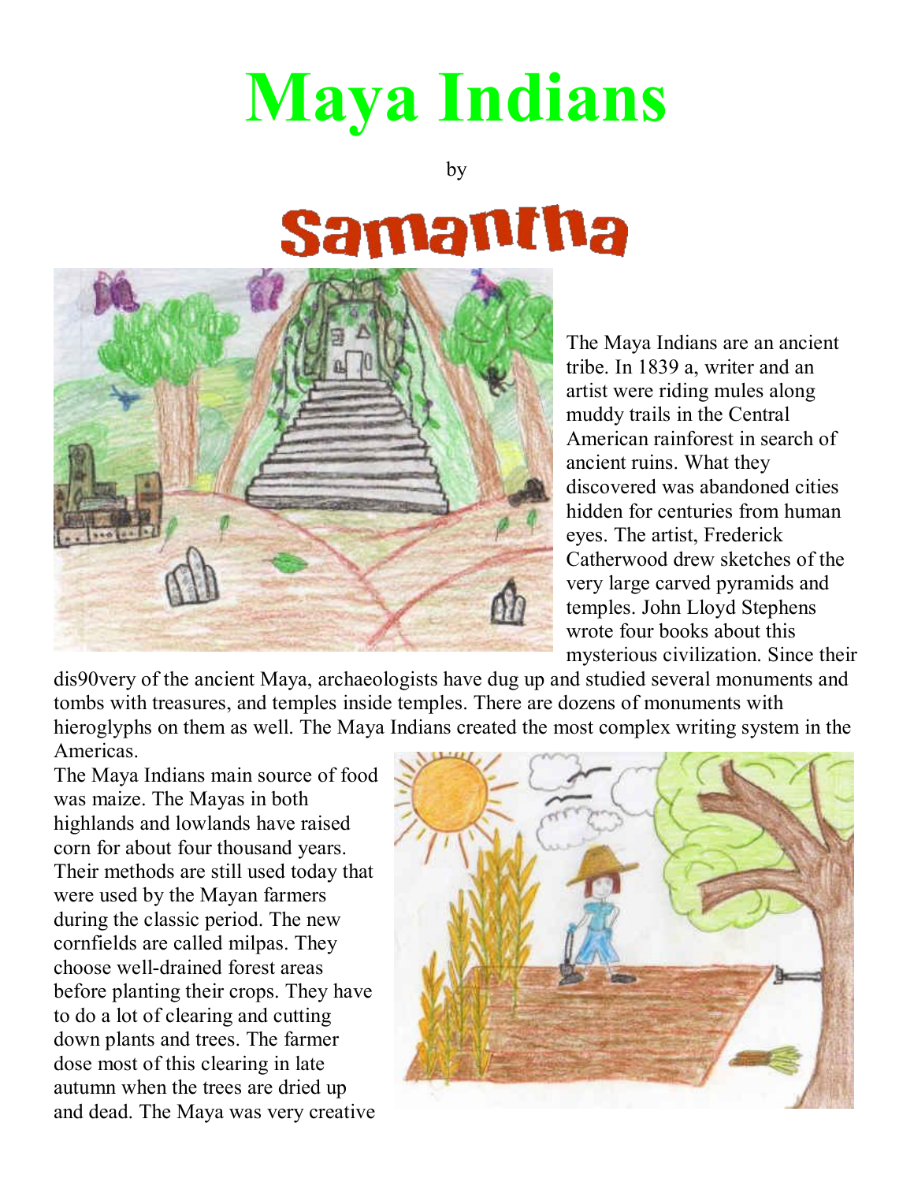# Maya Indians

by

## Samantha

The Maya Indians are an ancient tribe. In 1839 a, writer and an artist were riding mules along muddy trails in the Central American rainforest in search of ancient ruins. What they discovered was abandoned cities hidden for centuries from human eyes. The artist, Frederick Catherwood drew sketches of the very large carved pyramids and temples. John Lloyd Stephens wrote four books about this mysterious civilization. Since their dis90very of the ancient Maya, archaeologists have dug up and studied several monuments and tombs with treasures, and temples inside temples. There are dozens of monuments with hieroglyphs on them as well. The Maya Indians created the most complex writing system in the Americas.

The Maya Indians main source of food was maize. The Mayas in both highlands and lowlands have raised corn for about four thousand years. Their methods are still used today that were used by the Mayan farmers during the classic period. The new cornfields are called milpas. They choose well-drained forest areas before planting their crops. They have to do a lot of clearing and cutting down plants and trees. The farmer dose most of this clearing in late autumn when the trees are dried up and dead. The Maya was very creative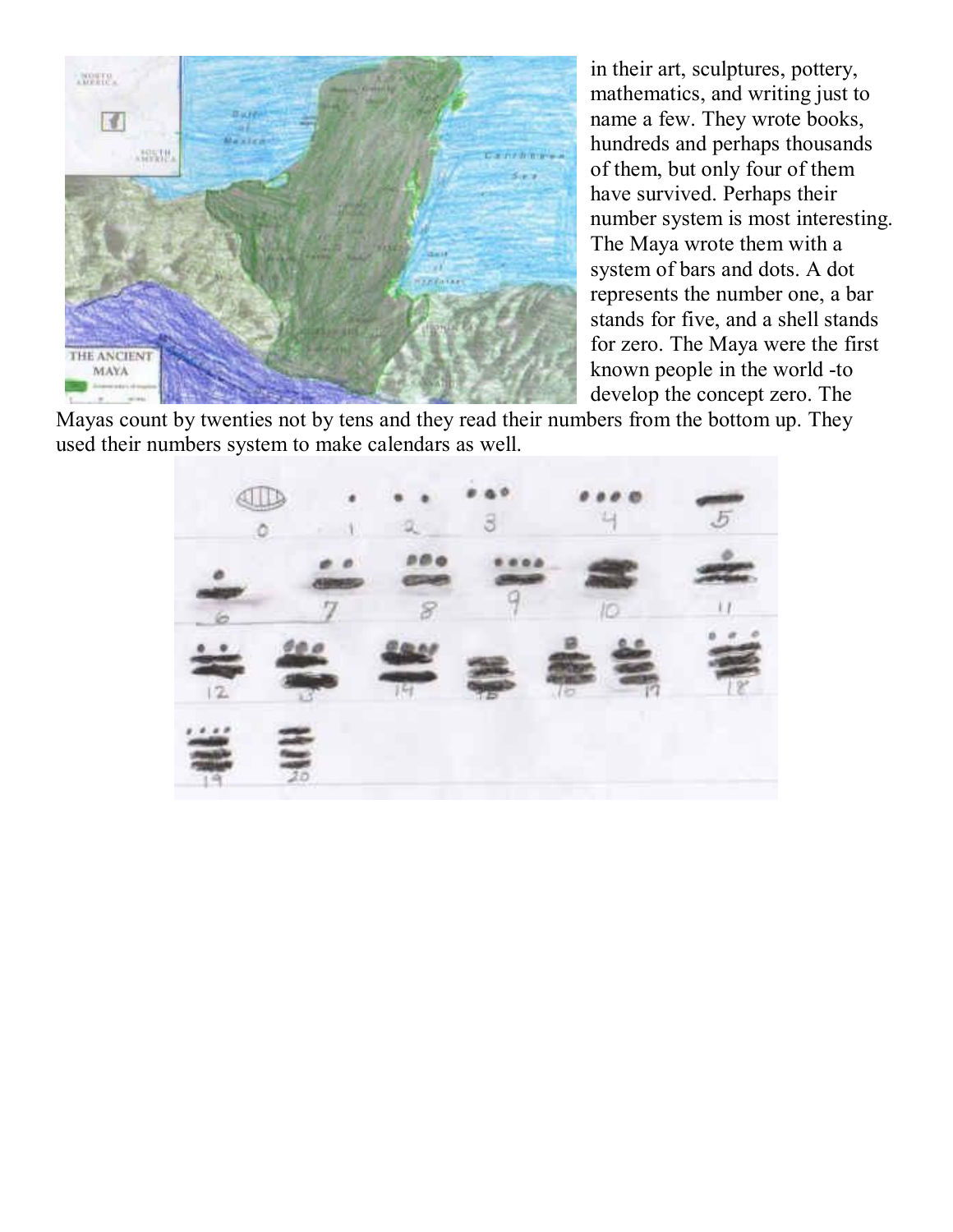in their art, sculptures, pottery, mathematics, and writing just to name a few. They wrote books, hundreds and perhaps thousands of them, but only four of them have survived. Perhaps their number system is most interesting. The Maya wrote them with a system of bars and dots. A dot represents the number one, a bar stands for five, and a shell stands for zero. The Maya were the first known people in the world -to develop the concept zero. The Mayas count by twenties not by tens and they read their numbers from the bottom up. They used their numbers system to make calendars as well.